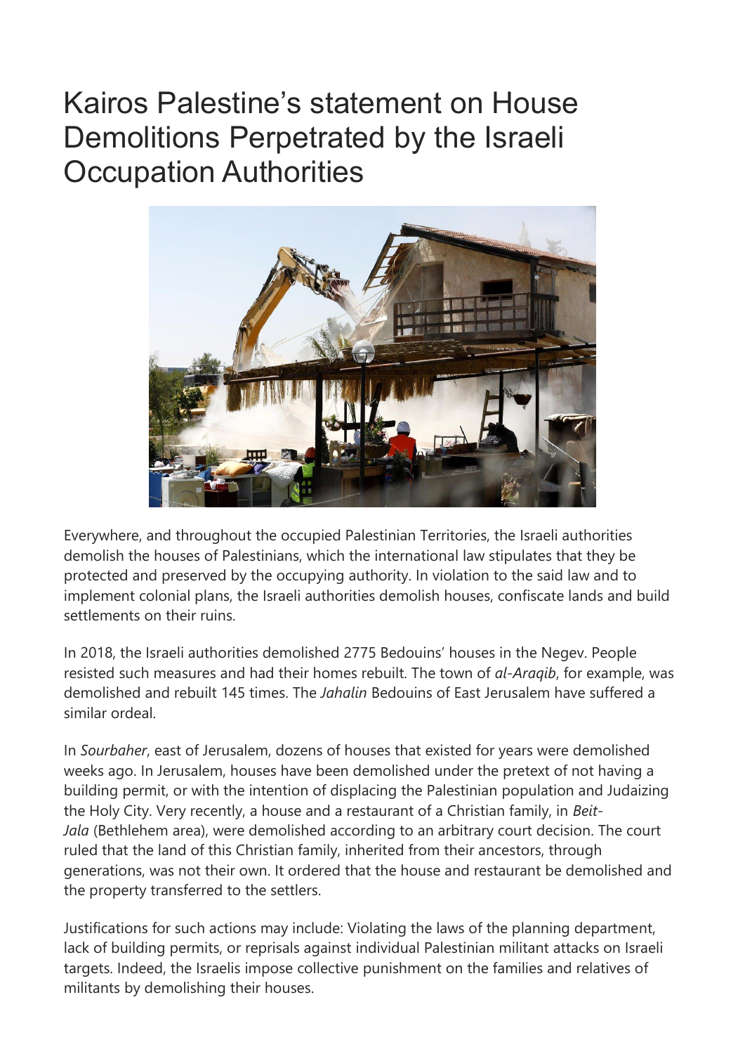# Kairos Palestine's statement on House Demolitions Perpetrated by the Israeli Occupation Authorities

Everywhere, and throughout the occupied Palestinian Territories, the Israeli authorities demolish the houses of Palestinians, which the international law stipulates that they be protected and preserved by the occupying authority. In violation to the said law and to implement colonial plans, the Israeli authorities demolish houses, confiscate lands and build settlements on their ruins.

In 2018, the Israeli authorities demolished 2775 Bedouins' houses in the Negev. People resisted such measures and had their homes rebuilt. The town of *al-Araqib*, for example, was demolished and rebuilt 145 times. The *Jahalin* Bedouins of East Jerusalem have suffered a similar ordeal.

In *Sourbaher*, east of Jerusalem, dozens of houses that existed for years were demolished weeks ago. In Jerusalem, houses have been demolished under the pretext of not having a building permit, or with the intention of displacing the Palestinian population and Judaizing the Holy City. Very recently, a house and a restaurant of a Christian family, in *Beit-Jala* (Bethlehem area), were demolished according to an arbitrary court decision. The court ruled that the land of this Christian family, inherited from their ancestors, through generations, was not their own. It ordered that the house and restaurant be demolished and the property transferred to the settlers.

Justifications for such actions may include: Violating the laws of the planning department, lack of building permits, or reprisals against individual Palestinian militant attacks on Israeli targets. Indeed, the Israelis impose collective punishment on the families and relatives of militants by demolishing their houses.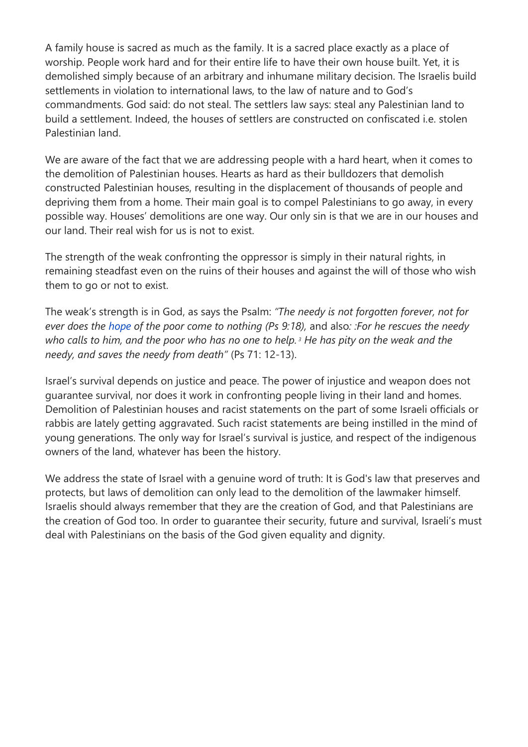A family house is sacred as much as the family. It is a sacred place exactly as a place of worship. People work hard and for their entire life to have their own house built. Yet, it is demolished simply because of an arbitrary and inhumane military decision. The Israelis build settlements in violation to international laws, to the law of nature and to God's commandments. God said: do not steal. The settlers law says: steal any Palestinian land to build a settlement. Indeed, the houses of settlers are constructed on confiscated i.e. stolen Palestinian land.

We are aware of the fact that we are addressing people with a hard heart, when it comes to the demolition of Palestinian houses. Hearts as hard as their bulldozers that demolish constructed Palestinian houses, resulting in the displacement of thousands of people and depriving them from a home. Their main goal is to compel Palestinians to go away, in every possible way. Houses' demolitions are one way. Our only sin is that we are in our houses and our land. Their real wish for us is not to exist.

The strength of the weak confronting the oppressor is simply in their natural rights, in remaining steadfast even on the ruins of their houses and against the will of those who wish them to go or not to exist.

The weak's strength is in God, as says the Psalm: *"The needy is not forgotten forever, not for ever does the hope of the poor come to nothing (Ps 9:18),* and also*: :For he rescues the needy who calls to him, and the poor who has no one to help.*[3] *He has pity on the weak and the needy, and saves the needy from death"* (Ps 71: 12-13).

Israel's survival depends on justice and peace. The power of injustice and weapon does not guarantee survival, nor does it work in confronting people living in their land and homes. Demolition of Palestinian houses and racist statements on the part of some Israeli officials or rabbis are lately getting aggravated. Such racist statements are being instilled in the mind of young generations. The only way for Israel's survival is justice, and respect of the indigenous owners of the land, whatever has been the history.

We address the state of Israel with a genuine word of truth: It is God's law that preserves and protects, but laws of demolition can only lead to the demolition of the lawmaker himself. Israelis should always remember that they are the creation of God, and that Palestinians are the creation of God too. In order to guarantee their security, future and survival, Israeli's must deal with Palestinians on the basis of the God given equality and dignity.